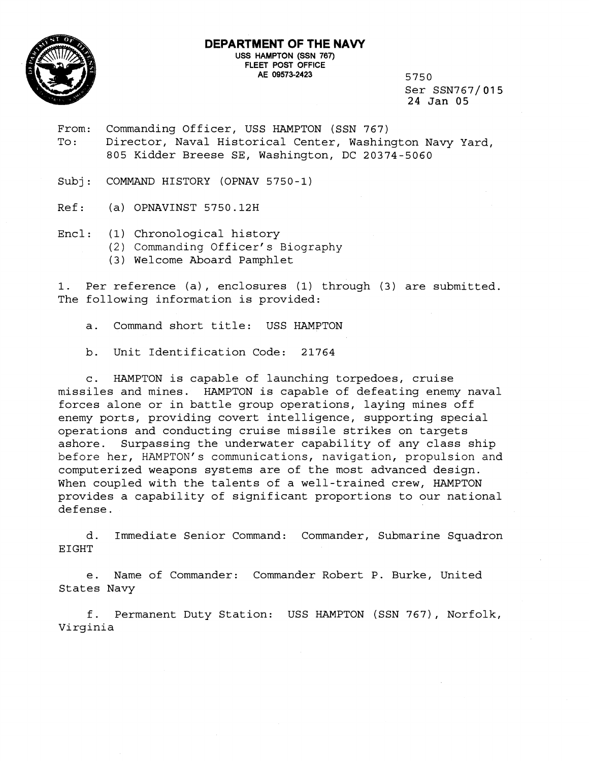**DEPARTMENT OF THE NAVY**
USS HAMPTON (SSN 767)
FLEET POST OFFICE
AE 09573-2423

5750
Ser SSN767/015
24 Jan 05

From: Commanding Officer, USS HAMPTON (SSN 767)
To: Director, Naval Historical Center, Washington Navy Yard, 805 Kidder Breese SE, Washington, DC 20374-5060

Subj: COMMAND HISTORY (OPNAV 5750-1)

Ref: (a) OPNAVINST 5750.12H

Encl: (1) Chronological history
(2) Commanding Officer's Biography
(3) Welcome Aboard Pamphlet

1. Per reference (a), enclosures (1) through (3) are submitted. The following information is provided:

a. Command short title: USS HAMPTON

b. Unit Identification Code: 21764

c. HAMPTON is capable of launching torpedoes, cruise missiles and mines. HAMPTON is capable of defeating enemy naval forces alone or in battle group operations, laying mines off enemy ports, providing covert intelligence, supporting special operations and conducting cruise missile strikes on targets ashore. Surpassing the underwater capability of any class ship before her, HAMPTON's communications, navigation, propulsion and computerized weapons systems are of the most advanced design. When coupled with the talents of a well-trained crew, HAMPTON provides a capability of significant proportions to our national defense.

d. Immediate Senior Command: Commander, Submarine Squadron EIGHT

e. Name of Commander: Commander Robert P. Burke, United States Navy

f. Permanent Duty Station: USS HAMPTON (SSN 767), Norfolk, Virginia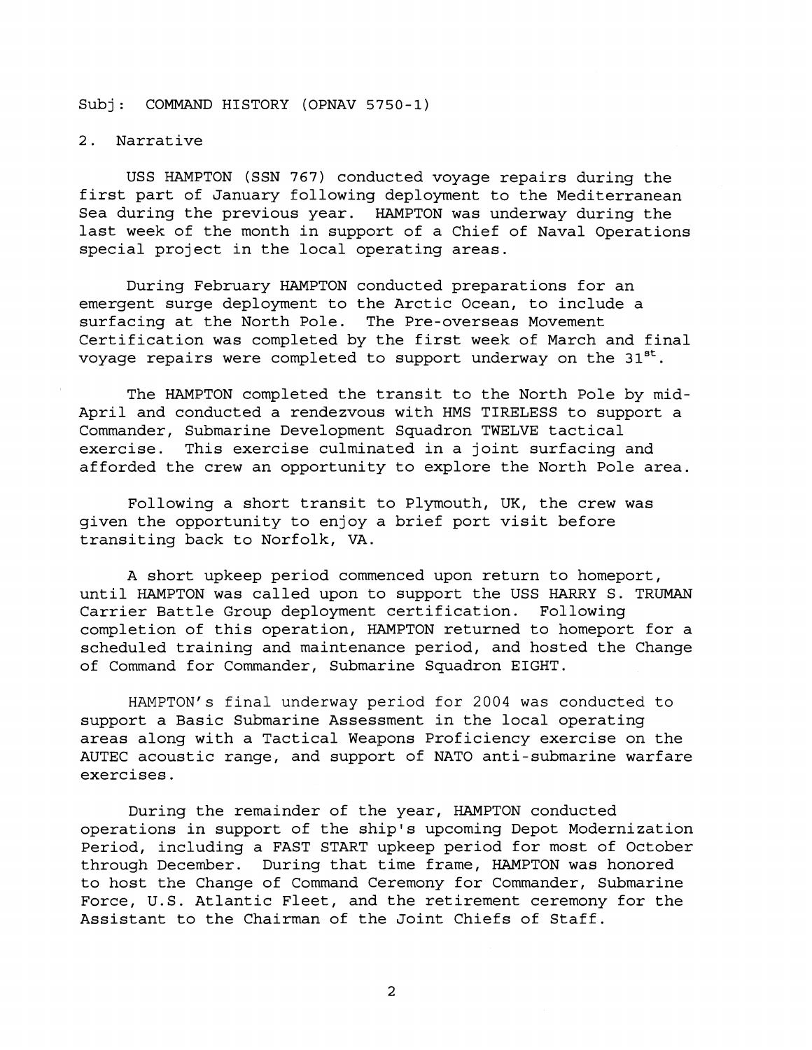Subj: COMMAND HISTORY (OPNAV 5750-1)

2. Narrative

USS HAMPTON (SSN 767) conducted voyage repairs during the first part of January following deployment to the Mediterranean Sea during the previous year. HAMPTON was underway during the last week of the month in support of a Chief of Naval Operations special project in the local operating areas.

During February HAMPTON conducted preparations for an emergent surge deployment to the Arctic Ocean, to include a surfacing at the North Pole. The Pre-overseas Movement Certification was completed by the first week of March and final voyage repairs were completed to support underway on the 31st.

The HAMPTON completed the transit to the North Pole by mid-April and conducted a rendezvous with HMS TIRELESS to support a Commander, Submarine Development Squadron TWELVE tactical exercise. This exercise culminated in a joint surfacing and afforded the crew an opportunity to explore the North Pole area.

Following a short transit to Plymouth, UK, the crew was given the opportunity to enjoy a brief port visit before transiting back to Norfolk, VA.

A short upkeep period commenced upon return to homeport, until HAMPTON was called upon to support the USS HARRY S. TRUMAN Carrier Battle Group deployment certification. Following completion of this operation, HAMPTON returned to homeport for a scheduled training and maintenance period, and hosted the Change of Command for Commander, Submarine Squadron EIGHT.

HAMPTON's final underway period for 2004 was conducted to support a Basic Submarine Assessment in the local operating areas along with a Tactical Weapons Proficiency exercise on the AUTEC acoustic range, and support of NATO anti-submarine warfare exercises.

During the remainder of the year, HAMPTON conducted operations in support of the ship's upcoming Depot Modernization Period, including a FAST START upkeep period for most of October through December. During that time frame, HAMPTON was honored to host the Change of Command Ceremony for Commander, Submarine Force, U.S. Atlantic Fleet, and the retirement ceremony for the Assistant to the Chairman of the Joint Chiefs of Staff.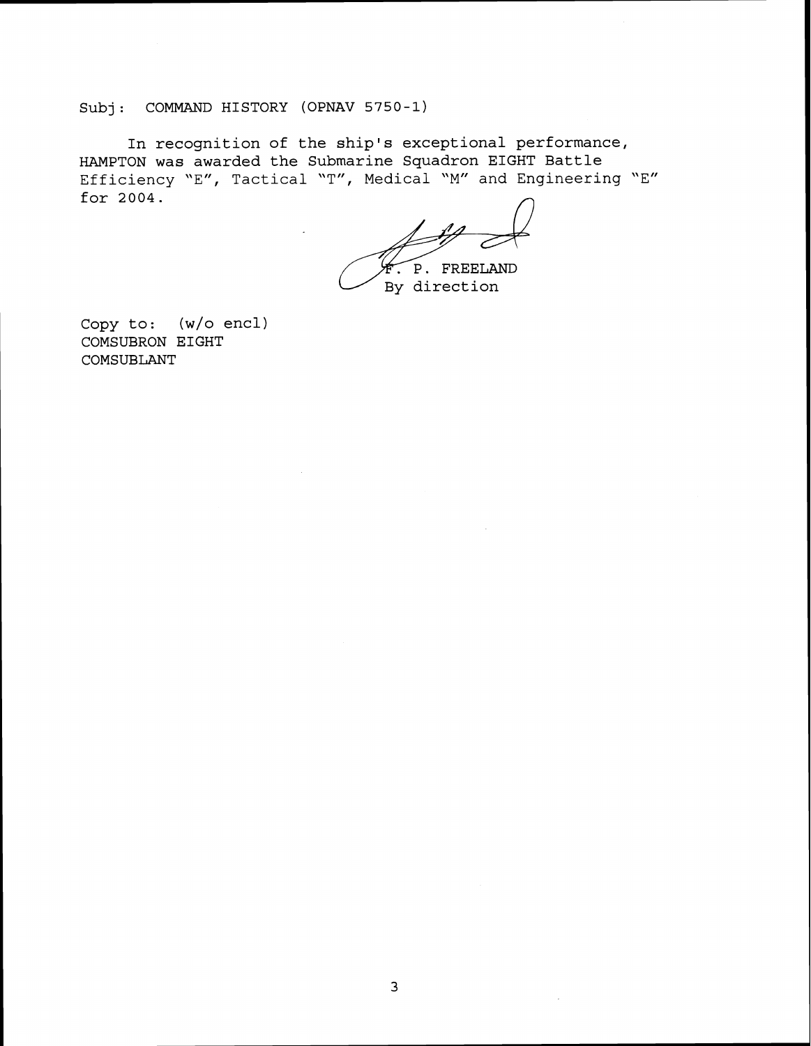Subj: COMMAND HISTORY (OPNAV 5750-1)

In recognition of the ship's exceptional performance, HAMPTON was awarded the Submarine Squadron EIGHT Battle Efficiency "E", Tactical "T", Medical "M" and Engineering "E" for 2004.

F. P. FREELAND
By direction

Copy to: (w/o encl)
COMSUBRON EIGHT
COMSUBLANT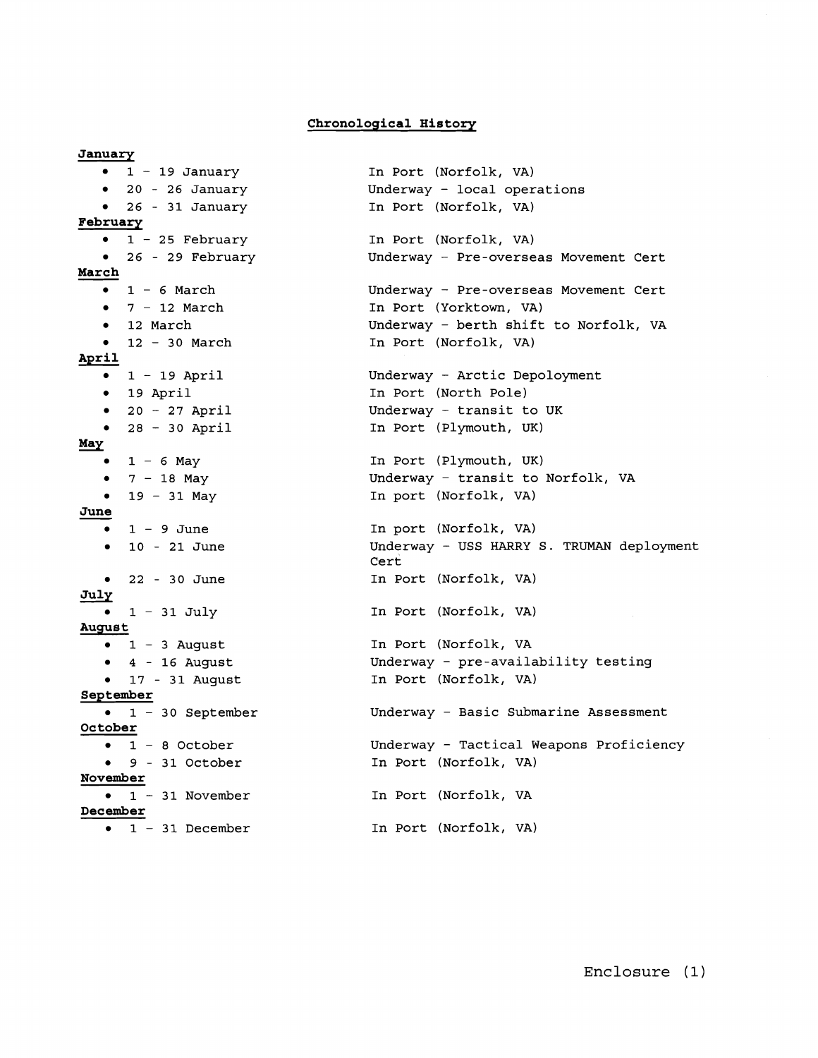## Chronological History

**January**

- 1 - 19 January — In Port (Norfolk, VA)
- 20 - 26 January — Underway - local operations
- 26 - 31 January — In Port (Norfolk, VA)

**February**

- 1 - 25 February — In Port (Norfolk, VA)
- 26 - 29 February — Underway - Pre-overseas Movement Cert

**March**

- 1 - 6 March — Underway - Pre-overseas Movement Cert
- 7 - 12 March — In Port (Yorktown, VA)
- 12 March — Underway - berth shift to Norfolk, VA
- 12 - 30 March — In Port (Norfolk, VA)

**April**

- 1 - 19 April — Underway - Arctic Depoloyment
- 19 April — In Port (North Pole)
- 20 - 27 April — Underway - transit to UK
- 28 - 30 April — In Port (Plymouth, UK)

**May**

- 1 - 6 May — In Port (Plymouth, UK)
- 7 - 18 May — Underway - transit to Norfolk, VA
- 19 - 31 May — In port (Norfolk, VA)

**June**

- 1 - 9 June — In port (Norfolk, VA)
- 10 - 21 June — Underway - USS HARRY S. TRUMAN deployment Cert
- 22 - 30 June — In Port (Norfolk, VA)

**July**

- 1 - 31 July — In Port (Norfolk, VA)

**August**

- 1 - 3 August — In Port (Norfolk, VA
- 4 - 16 August — Underway - pre-availability testing
- 17 - 31 August — In Port (Norfolk, VA)

**September**

- 1 - 30 September — Underway - Basic Submarine Assessment

**October**

- 1 - 8 October — Underway - Tactical Weapons Proficiency
- 9 - 31 October — In Port (Norfolk, VA)

**November**

- 1 - 31 November — In Port (Norfolk, VA

**December**

- 1 - 31 December — In Port (Norfolk, VA)

Enclosure (1)